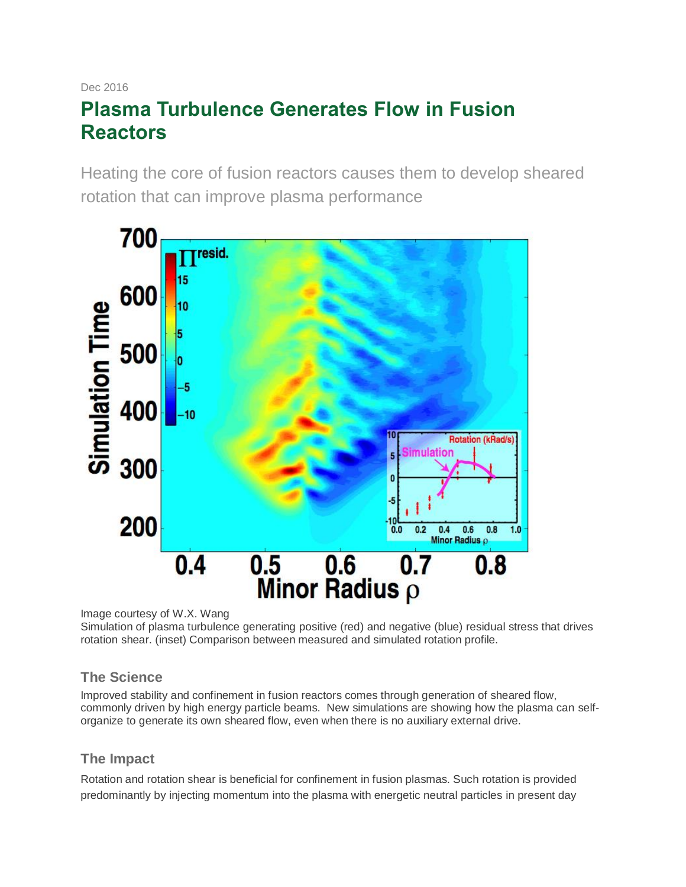Dec 2016

# Plasma Turbulence Generates Flow in Fusion Reactors

Heating the core of fusion reactors causes them to develop sheared rotation that can improve plasma performance

Image courtesy of W.X. Wang
Simulation of plasma turbulence generating positive (red) and negative (blue) residual stress that drives rotation shear. (inset) Comparison between measured and simulated rotation profile.

### The Science

Improved stability and confinement in fusion reactors comes through generation of sheared flow, commonly driven by high energy particle beams. New simulations are showing how the plasma can self-organize to generate its own sheared flow, even when there is no auxiliary external drive.

### The Impact

Rotation and rotation shear is beneficial for confinement in fusion plasmas. Such rotation is provided predominantly by injecting momentum into the plasma with energetic neutral particles in present day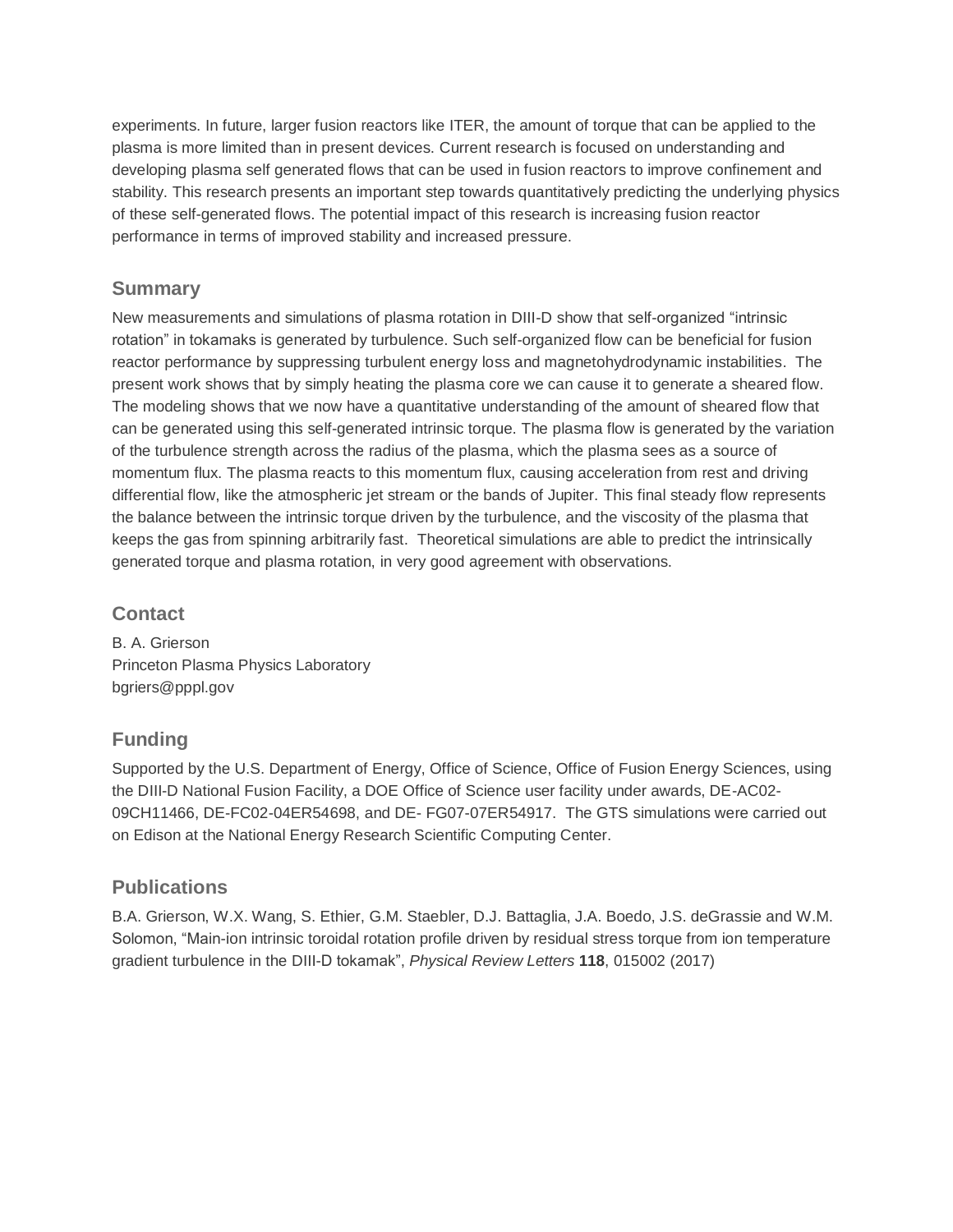experiments. In future, larger fusion reactors like ITER, the amount of torque that can be applied to the plasma is more limited than in present devices. Current research is focused on understanding and developing plasma self generated flows that can be used in fusion reactors to improve confinement and stability. This research presents an important step towards quantitatively predicting the underlying physics of these self-generated flows. The potential impact of this research is increasing fusion reactor performance in terms of improved stability and increased pressure.

## Summary

New measurements and simulations of plasma rotation in DIII-D show that self-organized "intrinsic rotation" in tokamaks is generated by turbulence. Such self-organized flow can be beneficial for fusion reactor performance by suppressing turbulent energy loss and magnetohydrodynamic instabilities. The present work shows that by simply heating the plasma core we can cause it to generate a sheared flow. The modeling shows that we now have a quantitative understanding of the amount of sheared flow that can be generated using this self-generated intrinsic torque. The plasma flow is generated by the variation of the turbulence strength across the radius of the plasma, which the plasma sees as a source of momentum flux. The plasma reacts to this momentum flux, causing acceleration from rest and driving differential flow, like the atmospheric jet stream or the bands of Jupiter. This final steady flow represents the balance between the intrinsic torque driven by the turbulence, and the viscosity of the plasma that keeps the gas from spinning arbitrarily fast. Theoretical simulations are able to predict the intrinsically generated torque and plasma rotation, in very good agreement with observations.

## Contact

B. A. Grierson
Princeton Plasma Physics Laboratory
bgriers@pppl.gov

## Funding

Supported by the U.S. Department of Energy, Office of Science, Office of Fusion Energy Sciences, using the DIII-D National Fusion Facility, a DOE Office of Science user facility under awards, DE-AC02-09CH11466, DE-FC02-04ER54698, and DE- FG07-07ER54917. The GTS simulations were carried out on Edison at the National Energy Research Scientific Computing Center.

## Publications

B.A. Grierson, W.X. Wang, S. Ethier, G.M. Staebler, D.J. Battaglia, J.A. Boedo, J.S. deGrassie and W.M. Solomon, "Main-ion intrinsic toroidal rotation profile driven by residual stress torque from ion temperature gradient turbulence in the DIII-D tokamak", *Physical Review Letters* **118**, 015002 (2017)